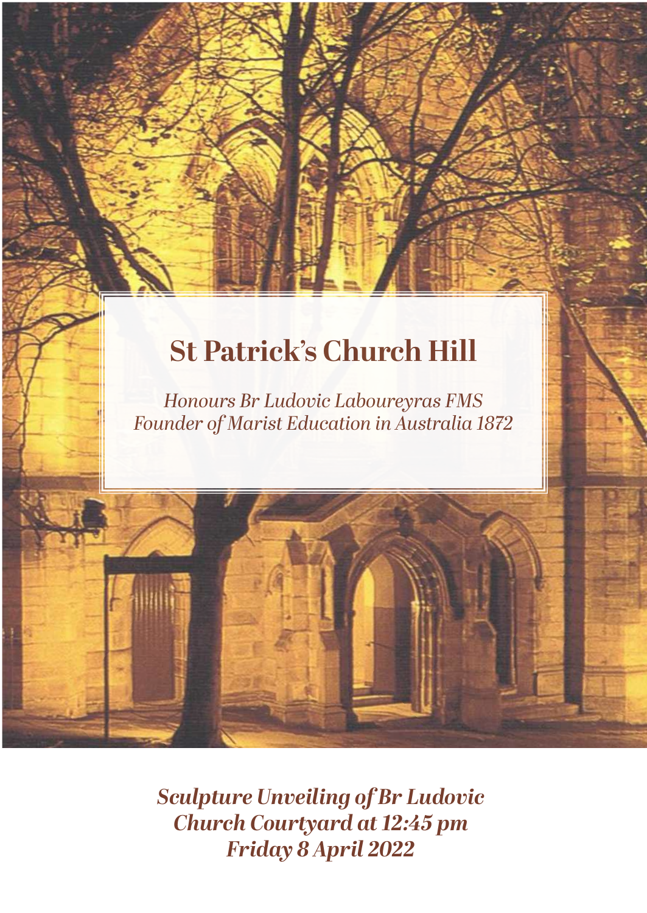# St Patrick's Church Hill

*Honours Br Ludovic Laboureyras FMS*
*Founder of Marist Education in Australia 1872*

***Sculpture Unveiling of Br Ludovic***
***Church Courtyard at 12:45 pm***
***Friday 8 April 2022***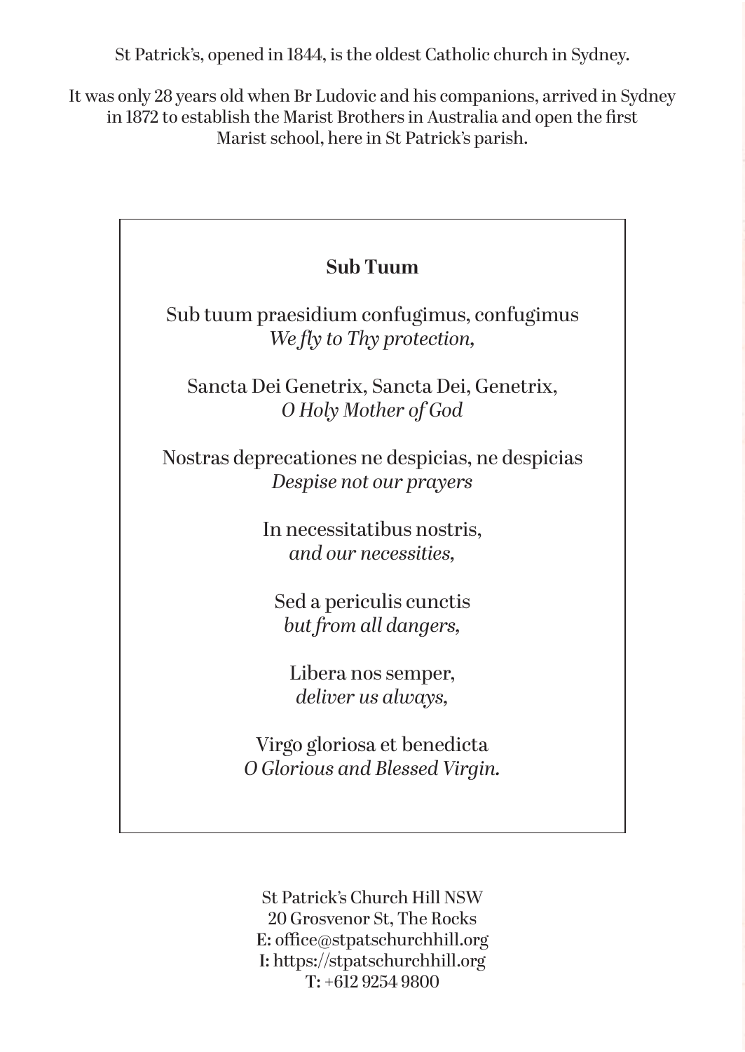St Patrick's, opened in 1844, is the oldest Catholic church in Sydney.

It was only 28 years old when Br Ludovic and his companions, arrived in Sydney in 1872 to establish the Marist Brothers in Australia and open the first Marist school, here in St Patrick's parish.

**Sub Tuum**

Sub tuum praesidium confugimus, confugimus
*We fly to Thy protection,*

Sancta Dei Genetrix, Sancta Dei, Genetrix,
*O Holy Mother of God*

Nostras deprecationes ne despicias, ne despicias
*Despise not our prayers*

In necessitatibus nostris,
*and our necessities,*

Sed a periculis cunctis
*but from all dangers,*

Libera nos semper,
*deliver us always,*

Virgo gloriosa et benedicta
*O Glorious and Blessed Virgin.*

St Patrick's Church Hill NSW
20 Grosvenor St, The Rocks
**E:** office@stpatschurchhill.org
**I:** https://stpatschurchhill.org
**T:** +612 9254 9800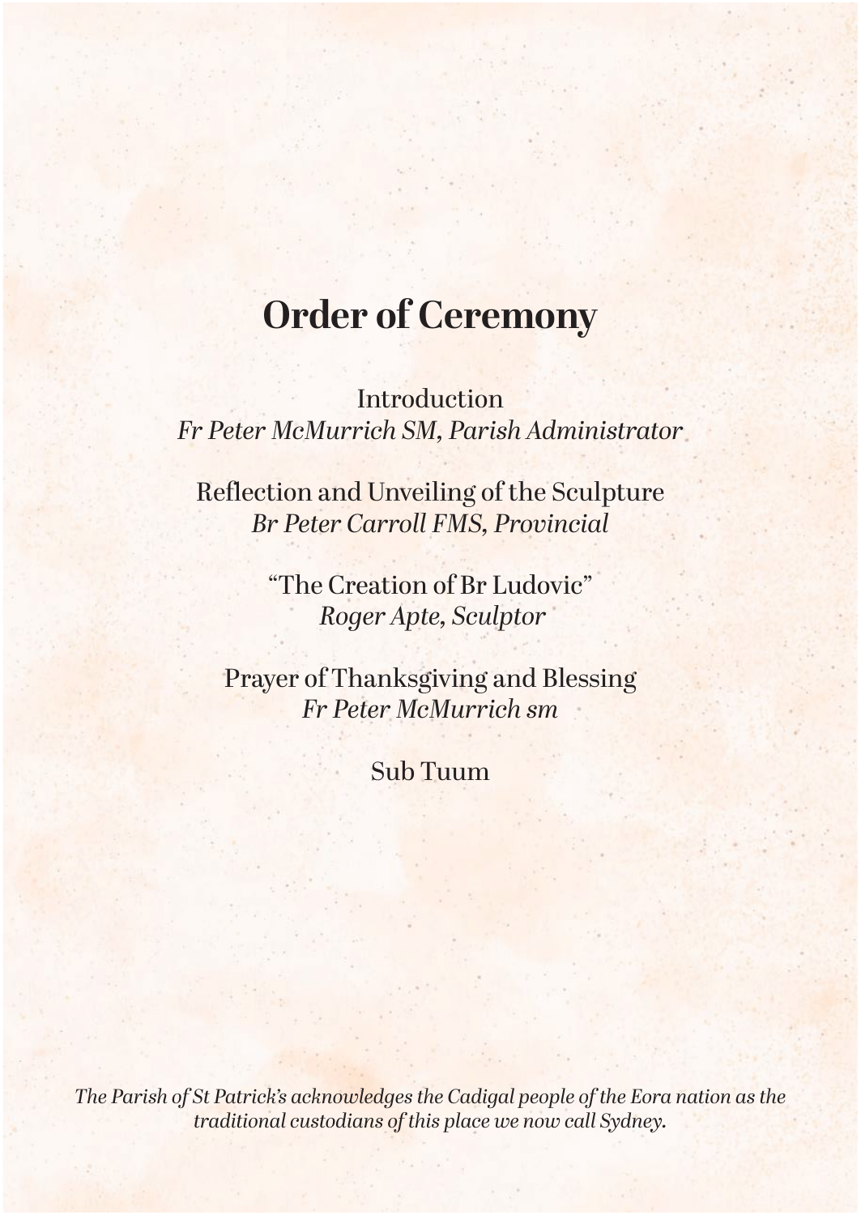# Order of Ceremony

Introduction
*Fr Peter McMurrich SM, Parish Administrator*

Reflection and Unveiling of the Sculpture
*Br Peter Carroll FMS, Provincial*

"The Creation of Br Ludovic"
*Roger Apte, Sculptor*

Prayer of Thanksgiving and Blessing
*Fr Peter McMurrich sm*

Sub Tuum

*The Parish of St Patrick's acknowledges the Cadigal people of the Eora nation as the traditional custodians of this place we now call Sydney.*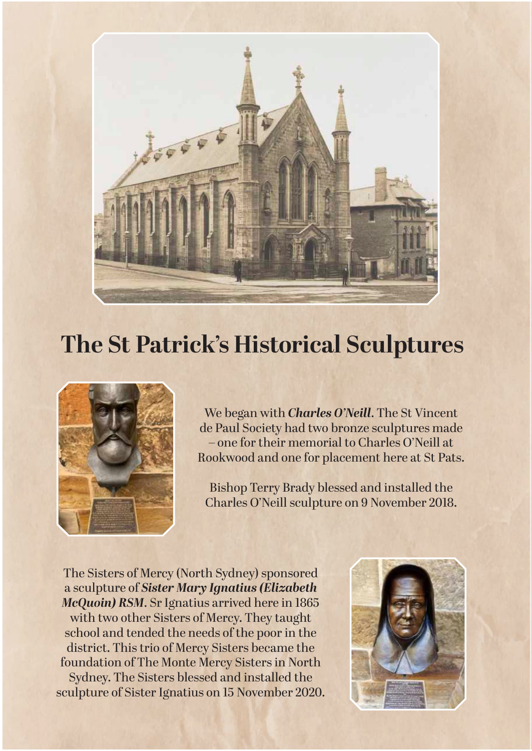# The St Patrick's Historical Sculptures

We began with ***Charles O'Neill***. The St Vincent de Paul Society had two bronze sculptures made – one for their memorial to Charles O'Neill at Rookwood and one for placement here at St Pats.

Bishop Terry Brady blessed and installed the Charles O'Neill sculpture on 9 November 2018.

The Sisters of Mercy (North Sydney) sponsored a sculpture of ***Sister Mary Ignatius (Elizabeth McQuoin) RSM***. Sr Ignatius arrived here in 1865 with two other Sisters of Mercy. They taught school and tended the needs of the poor in the district. This trio of Mercy Sisters became the foundation of The Monte Mercy Sisters in North Sydney. The Sisters blessed and installed the sculpture of Sister Ignatius on 15 November 2020.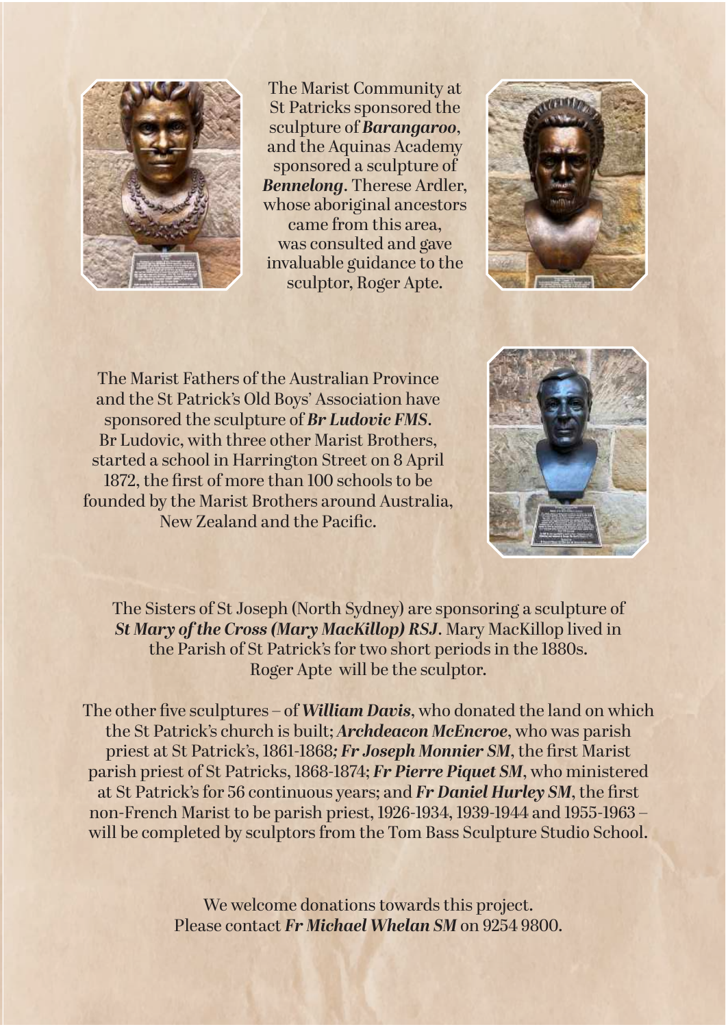The Marist Community at St Patricks sponsored the sculpture of ***Barangaroo***, and the Aquinas Academy sponsored a sculpture of ***Bennelong***. Therese Ardler, whose aboriginal ancestors came from this area, was consulted and gave invaluable guidance to the sculptor, Roger Apte.

The Marist Fathers of the Australian Province and the St Patrick's Old Boys' Association have sponsored the sculpture of ***Br Ludovic FMS***. Br Ludovic, with three other Marist Brothers, started a school in Harrington Street on 8 April 1872, the first of more than 100 schools to be founded by the Marist Brothers around Australia, New Zealand and the Pacific.

The Sisters of St Joseph (North Sydney) are sponsoring a sculpture of ***St Mary of the Cross (Mary MacKillop) RSJ***. Mary MacKillop lived in the Parish of St Patrick's for two short periods in the 1880s. Roger Apte will be the sculptor.

The other five sculptures – of ***William Davis***, who donated the land on which the St Patrick's church is built; ***Archdeacon McEncroe***, who was parish priest at St Patrick's, 1861-1868; ***Fr Joseph Monnier SM***, the first Marist parish priest of St Patricks, 1868-1874; ***Fr Pierre Piquet SM***, who ministered at St Patrick's for 56 continuous years; and ***Fr Daniel Hurley SM***, the first non-French Marist to be parish priest, 1926-1934, 1939-1944 and 1955-1963 – will be completed by sculptors from the Tom Bass Sculpture Studio School.

We welcome donations towards this project.
Please contact ***Fr Michael Whelan SM*** on 9254 9800.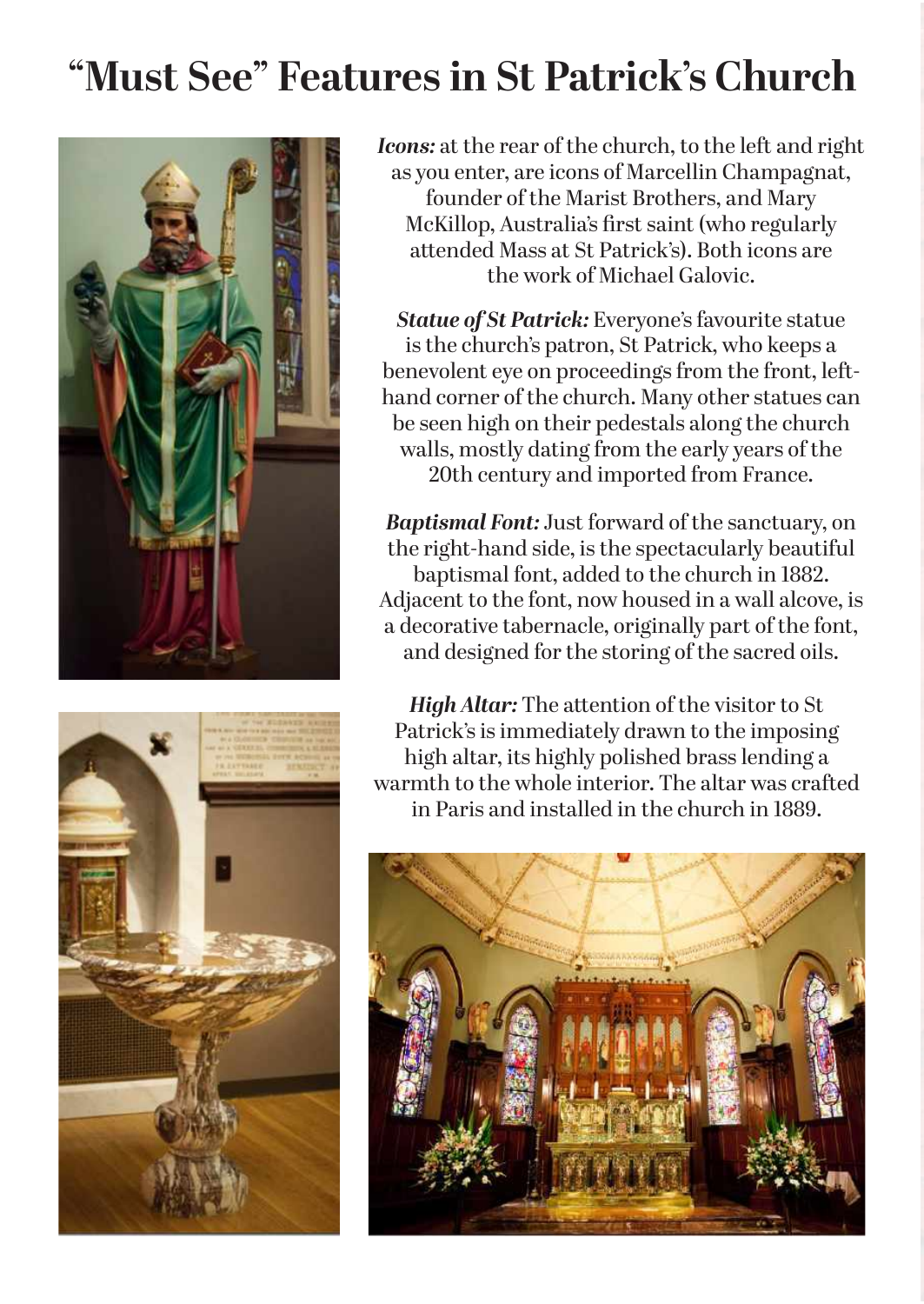# "Must See" Features in St Patrick's Church

***Icons:*** at the rear of the church, to the left and right as you enter, are icons of Marcellin Champagnat, founder of the Marist Brothers, and Mary McKillop, Australia's first saint (who regularly attended Mass at St Patrick's). Both icons are the work of Michael Galovic.

***Statue of St Patrick:*** Everyone's favourite statue is the church's patron, St Patrick, who keeps a benevolent eye on proceedings from the front, left-hand corner of the church. Many other statues can be seen high on their pedestals along the church walls, mostly dating from the early years of the 20th century and imported from France.

***Baptismal Font:*** Just forward of the sanctuary, on the right-hand side, is the spectacularly beautiful baptismal font, added to the church in 1882. Adjacent to the font, now housed in a wall alcove, is a decorative tabernacle, originally part of the font, and designed for the storing of the sacred oils.

***High Altar:*** The attention of the visitor to St Patrick's is immediately drawn to the imposing high altar, its highly polished brass lending a warmth to the whole interior. The altar was crafted in Paris and installed in the church in 1889.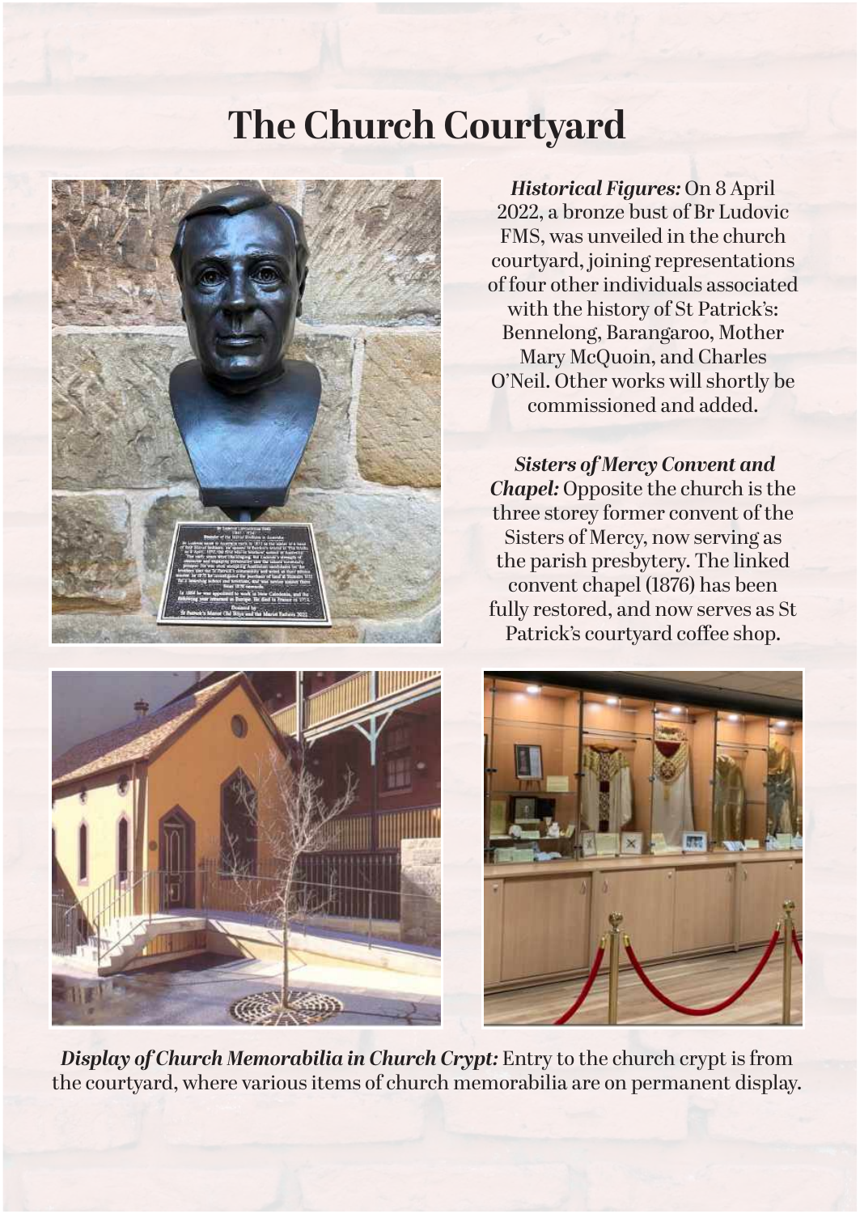# The Church Courtyard

***Historical Figures:*** On 8 April 2022, a bronze bust of Br Ludovic FMS, was unveiled in the church courtyard, joining representations of four other individuals associated with the history of St Patrick's: Bennelong, Barangaroo, Mother Mary McQuoin, and Charles O'Neil. Other works will shortly be commissioned and added.

***Sisters of Mercy Convent and Chapel:*** Opposite the church is the three storey former convent of the Sisters of Mercy, now serving as the parish presbytery. The linked convent chapel (1876) has been fully restored, and now serves as St Patrick's courtyard coffee shop.

***Display of Church Memorabilia in Church Crypt:*** Entry to the church crypt is from the courtyard, where various items of church memorabilia are on permanent display.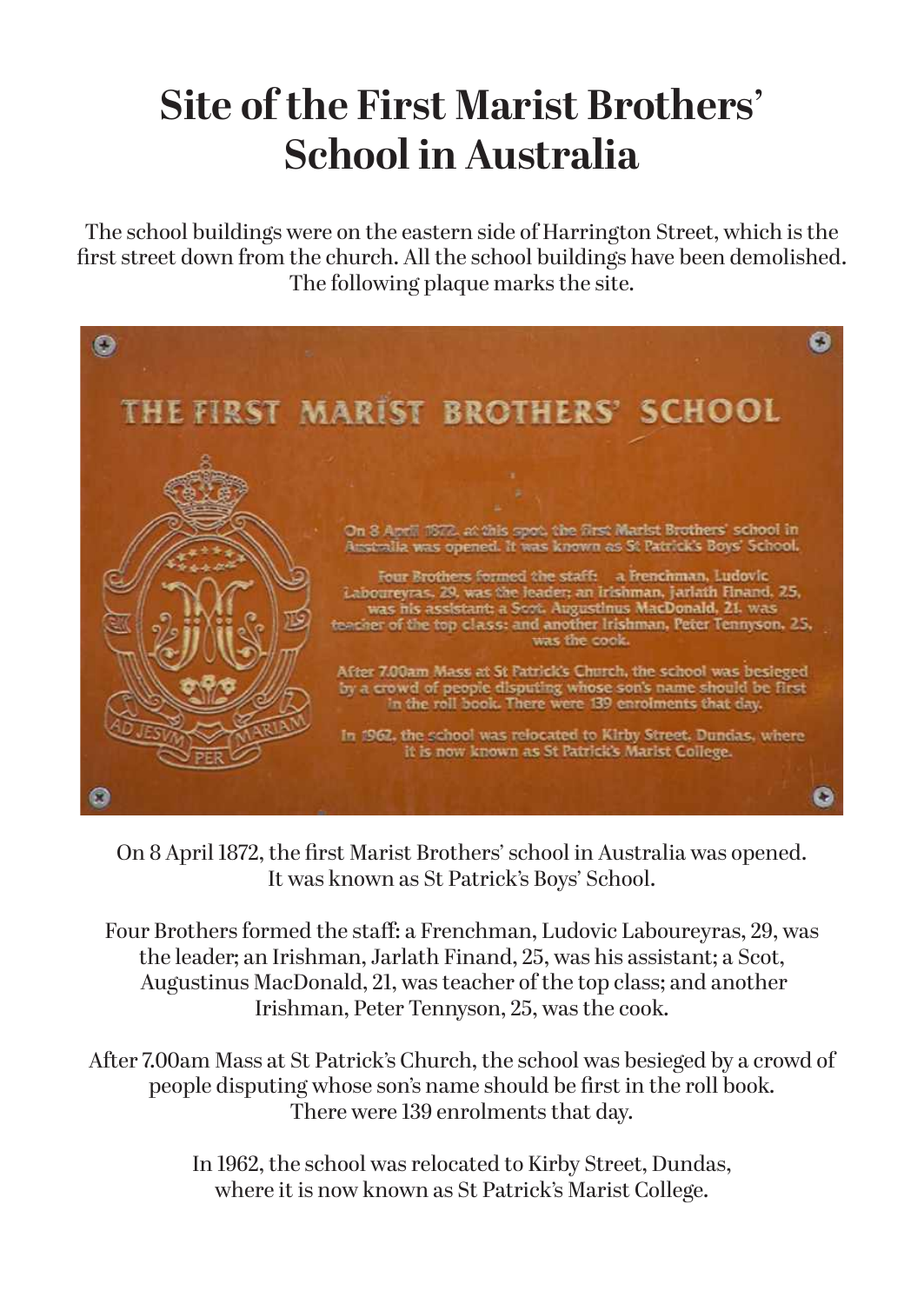# Site of the First Marist Brothers' School in Australia

The school buildings were on the eastern side of Harrington Street, which is the first street down from the church. All the school buildings have been demolished. The following plaque marks the site.

On 8 April 1872, the first Marist Brothers' school in Australia was opened. It was known as St Patrick's Boys' School.

Four Brothers formed the staff: a Frenchman, Ludovic Laboureyras, 29, was the leader; an Irishman, Jarlath Finand, 25, was his assistant; a Scot, Augustinus MacDonald, 21, was teacher of the top class; and another Irishman, Peter Tennyson, 25, was the cook.

After 7.00am Mass at St Patrick's Church, the school was besieged by a crowd of people disputing whose son's name should be first in the roll book. There were 139 enrolments that day.

In 1962, the school was relocated to Kirby Street, Dundas, where it is now known as St Patrick's Marist College.